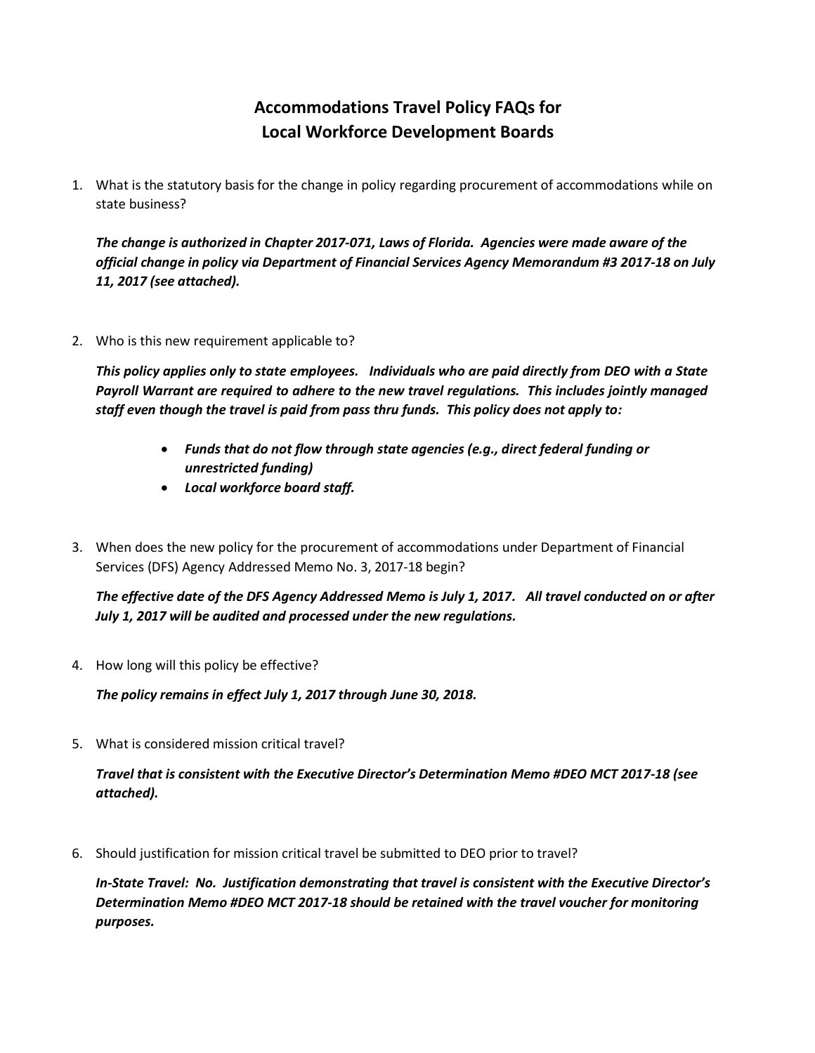# Accommodations Travel Policy FAQs for Local Workforce Development Boards

1. What is the statutory basis for the change in policy regarding procurement of accommodations while on state business?

   ***The change is authorized in Chapter 2017-071, Laws of Florida. Agencies were made aware of the official change in policy via Department of Financial Services Agency Memorandum #3 2017-18 on July 11, 2017 (see attached).***

2. Who is this new requirement applicable to?

   ***This policy applies only to state employees. Individuals who are paid directly from DEO with a State Payroll Warrant are required to adhere to the new travel regulations. This includes jointly managed staff even though the travel is paid from pass thru funds. This policy does not apply to:***

   - ***Funds that do not flow through state agencies (e.g., direct federal funding or unrestricted funding)***
   - ***Local workforce board staff.***

3. When does the new policy for the procurement of accommodations under Department of Financial Services (DFS) Agency Addressed Memo No. 3, 2017-18 begin?

   ***The effective date of the DFS Agency Addressed Memo is July 1, 2017. All travel conducted on or after July 1, 2017 will be audited and processed under the new regulations.***

4. How long will this policy be effective?

   ***The policy remains in effect July 1, 2017 through June 30, 2018.***

5. What is considered mission critical travel?

   ***Travel that is consistent with the Executive Director's Determination Memo #DEO MCT 2017-18 (see attached).***

6. Should justification for mission critical travel be submitted to DEO prior to travel?

   ***In-State Travel: No. Justification demonstrating that travel is consistent with the Executive Director's Determination Memo #DEO MCT 2017-18 should be retained with the travel voucher for monitoring purposes.***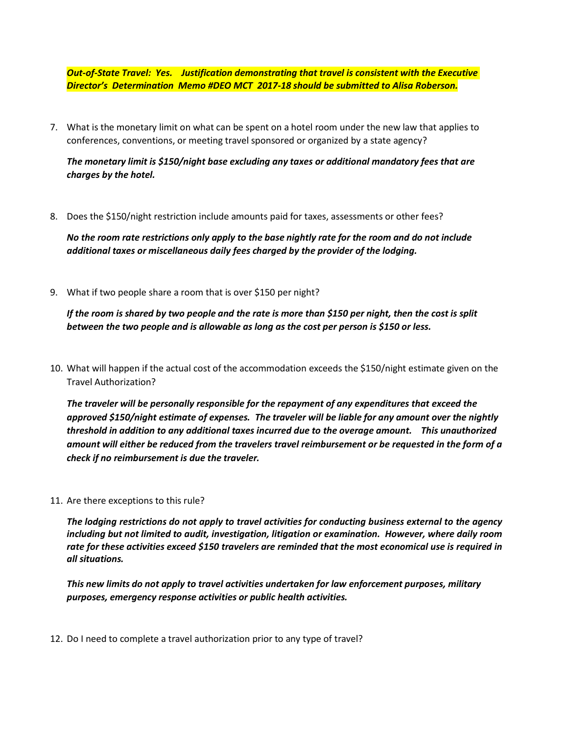***Out-of-State Travel: Yes. Justification demonstrating that travel is consistent with the Executive Director's Determination Memo #DEO MCT 2017-18 should be submitted to Alisa Roberson.***

7. What is the monetary limit on what can be spent on a hotel room under the new law that applies to conferences, conventions, or meeting travel sponsored or organized by a state agency?

   ***The monetary limit is $150/night base excluding any taxes or additional mandatory fees that are charges by the hotel.***

8. Does the $150/night restriction include amounts paid for taxes, assessments or other fees?

   ***No the room rate restrictions only apply to the base nightly rate for the room and do not include additional taxes or miscellaneous daily fees charged by the provider of the lodging.***

9. What if two people share a room that is over $150 per night?

   ***If the room is shared by two people and the rate is more than $150 per night, then the cost is split between the two people and is allowable as long as the cost per person is $150 or less.***

10. What will happen if the actual cost of the accommodation exceeds the $150/night estimate given on the Travel Authorization?

    ***The traveler will be personally responsible for the repayment of any expenditures that exceed the approved $150/night estimate of expenses. The traveler will be liable for any amount over the nightly threshold in addition to any additional taxes incurred due to the overage amount. This unauthorized amount will either be reduced from the travelers travel reimbursement or be requested in the form of a check if no reimbursement is due the traveler.***

11. Are there exceptions to this rule?

    ***The lodging restrictions do not apply to travel activities for conducting business external to the agency including but not limited to audit, investigation, litigation or examination. However, where daily room rate for these activities exceed $150 travelers are reminded that the most economical use is required in all situations.***

    ***This new limits do not apply to travel activities undertaken for law enforcement purposes, military purposes, emergency response activities or public health activities.***

12. Do I need to complete a travel authorization prior to any type of travel?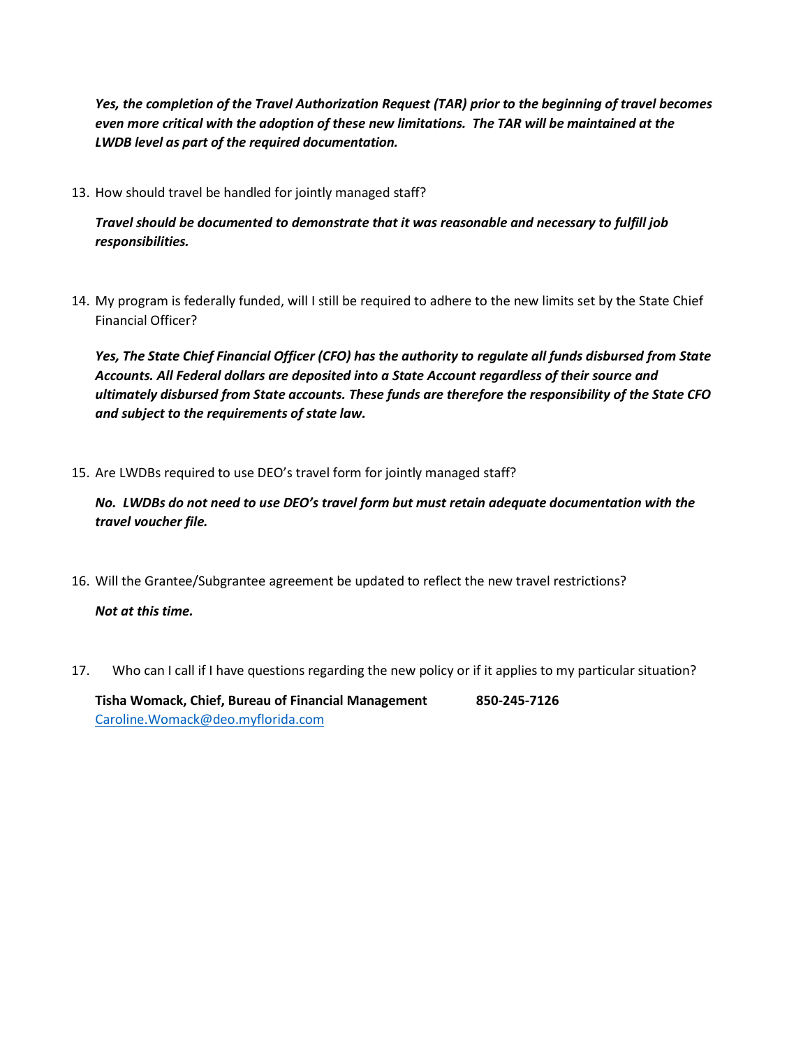***Yes, the completion of the Travel Authorization Request (TAR) prior to the beginning of travel becomes even more critical with the adoption of these new limitations. The TAR will be maintained at the LWDB level as part of the required documentation.***

13. How should travel be handled for jointly managed staff?

    ***Travel should be documented to demonstrate that it was reasonable and necessary to fulfill job responsibilities.***

14. My program is federally funded, will I still be required to adhere to the new limits set by the State Chief Financial Officer?

    ***Yes, The State Chief Financial Officer (CFO) has the authority to regulate all funds disbursed from State Accounts. All Federal dollars are deposited into a State Account regardless of their source and ultimately disbursed from State accounts. These funds are therefore the responsibility of the State CFO and subject to the requirements of state law.***

15. Are LWDBs required to use DEO's travel form for jointly managed staff?

    ***No. LWDBs do not need to use DEO's travel form but must retain adequate documentation with the travel voucher file.***

16. Will the Grantee/Subgrantee agreement be updated to reflect the new travel restrictions?

    ***Not at this time.***

17. Who can I call if I have questions regarding the new policy or if it applies to my particular situation?

    **Tisha Womack, Chief, Bureau of Financial Management** **850-245-7126**
    Caroline.Womack@deo.myflorida.com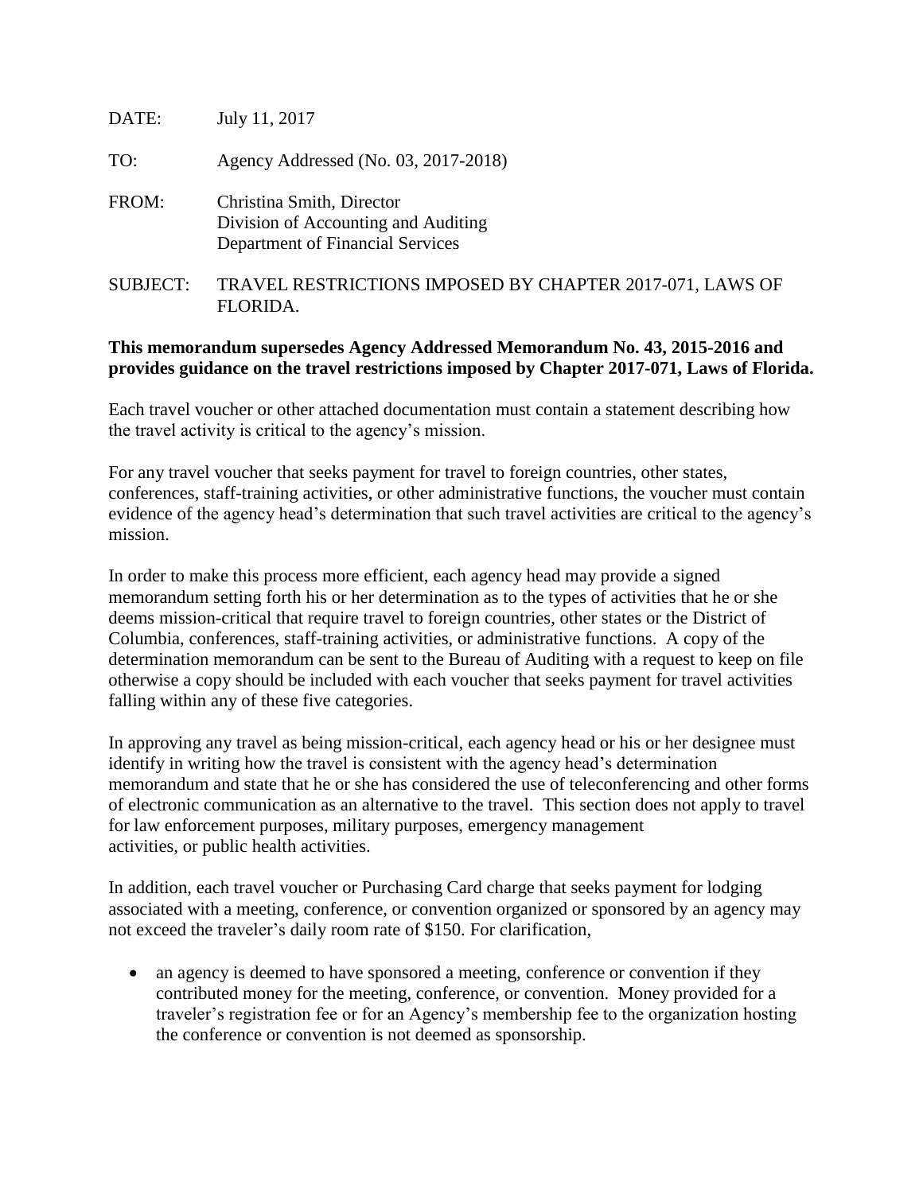DATE: July 11, 2017

TO: Agency Addressed (No. 03, 2017-2018)

FROM: Christina Smith, Director
Division of Accounting and Auditing
Department of Financial Services

SUBJECT: TRAVEL RESTRICTIONS IMPOSED BY CHAPTER 2017-071, LAWS OF FLORIDA.

**This memorandum supersedes Agency Addressed Memorandum No. 43, 2015-2016 and provides guidance on the travel restrictions imposed by Chapter 2017-071, Laws of Florida.**

Each travel voucher or other attached documentation must contain a statement describing how the travel activity is critical to the agency's mission.

For any travel voucher that seeks payment for travel to foreign countries, other states, conferences, staff-training activities, or other administrative functions, the voucher must contain evidence of the agency head's determination that such travel activities are critical to the agency's mission.

In order to make this process more efficient, each agency head may provide a signed memorandum setting forth his or her determination as to the types of activities that he or she deems mission-critical that require travel to foreign countries, other states or the District of Columbia, conferences, staff-training activities, or administrative functions. A copy of the determination memorandum can be sent to the Bureau of Auditing with a request to keep on file otherwise a copy should be included with each voucher that seeks payment for travel activities falling within any of these five categories.

In approving any travel as being mission-critical, each agency head or his or her designee must identify in writing how the travel is consistent with the agency head's determination memorandum and state that he or she has considered the use of teleconferencing and other forms of electronic communication as an alternative to the travel. This section does not apply to travel for law enforcement purposes, military purposes, emergency management activities, or public health activities.

In addition, each travel voucher or Purchasing Card charge that seeks payment for lodging associated with a meeting, conference, or convention organized or sponsored by an agency may not exceed the traveler's daily room rate of $150. For clarification,

- an agency is deemed to have sponsored a meeting, conference or convention if they contributed money for the meeting, conference, or convention. Money provided for a traveler's registration fee or for an Agency's membership fee to the organization hosting the conference or convention is not deemed as sponsorship.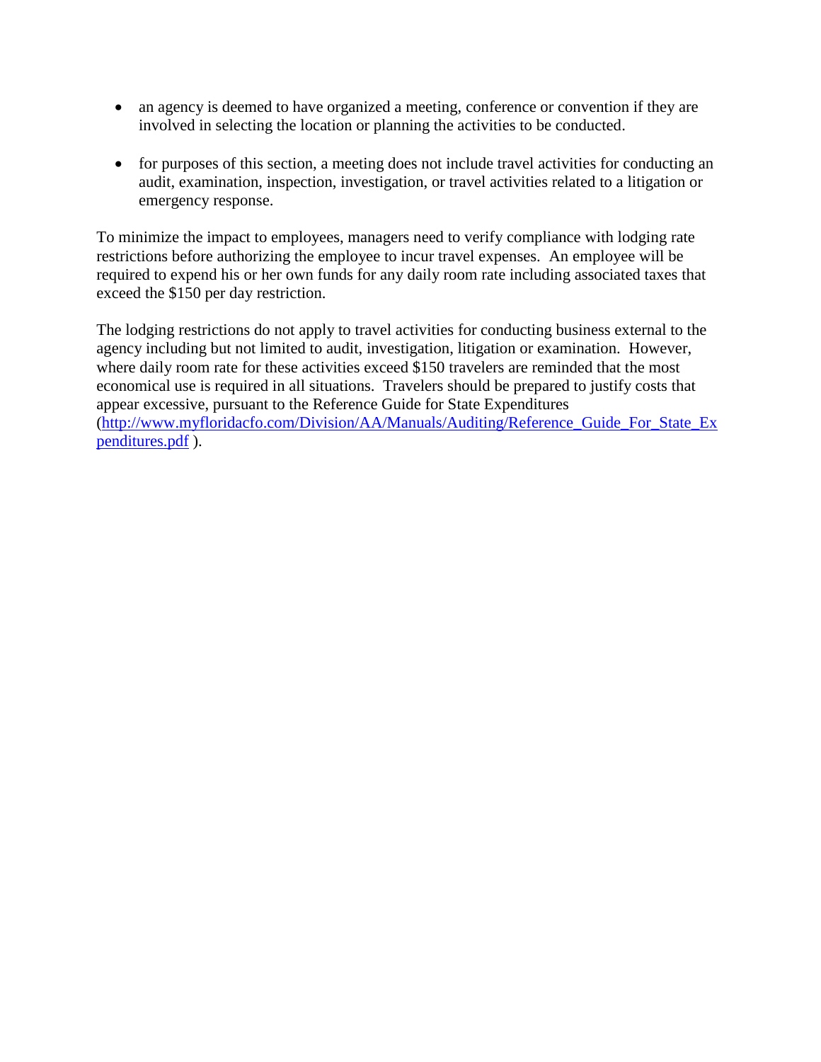- an agency is deemed to have organized a meeting, conference or convention if they are involved in selecting the location or planning the activities to be conducted.

- for purposes of this section, a meeting does not include travel activities for conducting an audit, examination, inspection, investigation, or travel activities related to a litigation or emergency response.

To minimize the impact to employees, managers need to verify compliance with lodging rate restrictions before authorizing the employee to incur travel expenses. An employee will be required to expend his or her own funds for any daily room rate including associated taxes that exceed the $150 per day restriction.

The lodging restrictions do not apply to travel activities for conducting business external to the agency including but not limited to audit, investigation, litigation or examination. However, where daily room rate for these activities exceed $150 travelers are reminded that the most economical use is required in all situations. Travelers should be prepared to justify costs that appear excessive, pursuant to the Reference Guide for State Expenditures (http://www.myfloridacfo.com/Division/AA/Manuals/Auditing/Reference_Guide_For_State_Expenditures.pdf ).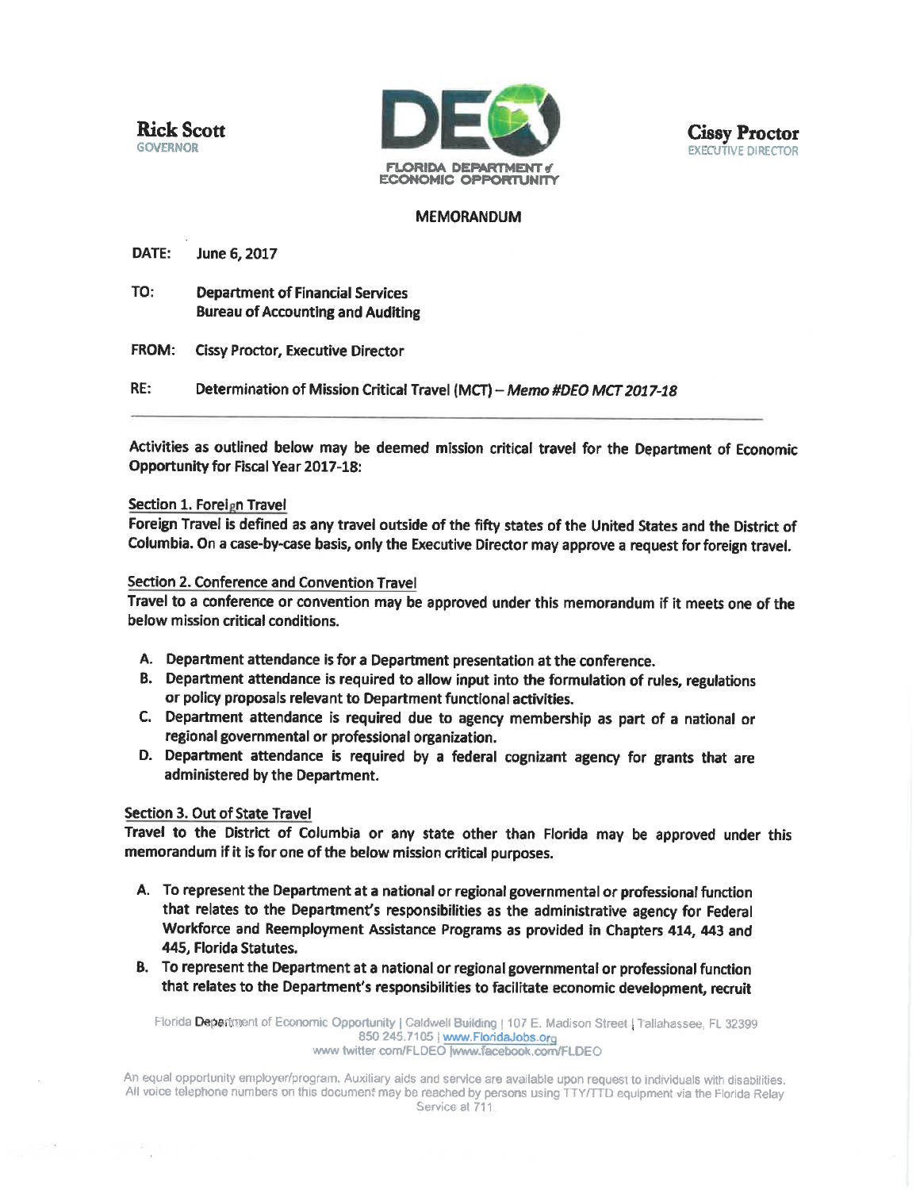**Rick Scott**
GOVERNOR

FLORIDA DEPARTMENT of ECONOMIC OPPORTUNITY

**Cissy Proctor**
EXECUTIVE DIRECTOR

## MEMORANDUM

**DATE:** June 6, 2017

**TO:** Department of Financial Services
Bureau of Accounting and Auditing

**FROM:** Cissy Proctor, Executive Director

**RE:** Determination of Mission Critical Travel (MCT) – *Memo #DEO MCT 2017-18*

---

Activities as outlined below may be deemed mission critical travel for the Department of Economic Opportunity for Fiscal Year 2017-18:

### Section 1. Foreign Travel

Foreign Travel is defined as any travel outside of the fifty states of the United States and the District of Columbia. On a case-by-case basis, only the Executive Director may approve a request for foreign travel.

### Section 2. Conference and Convention Travel

Travel to a conference or convention may be approved under this memorandum if it meets one of the below mission critical conditions.

A. Department attendance is for a Department presentation at the conference.
B. Department attendance is required to allow input into the formulation of rules, regulations or policy proposals relevant to Department functional activities.
C. Department attendance is required due to agency membership as part of a national or regional governmental or professional organization.
D. Department attendance is required by a federal cognizant agency for grants that are administered by the Department.

### Section 3. Out of State Travel

Travel to the District of Columbia or any state other than Florida may be approved under this memorandum if it is for one of the below mission critical purposes.

A. To represent the Department at a national or regional governmental or professional function that relates to the Department's responsibilities as the administrative agency for Federal Workforce and Reemployment Assistance Programs as provided in Chapters 414, 443 and 445, Florida Statutes.
B. To represent the Department at a national or regional governmental or professional function that relates to the Department's responsibilities to facilitate economic development, recruit

Florida Department of Economic Opportunity | Caldwell Building | 107 E. Madison Street | Tallahassee, FL 32399
850.245.7105 | www.FloridaJobs.org
www.twitter.com/FLDEO |www.facebook.com/FLDEO

An equal opportunity employer/program. Auxiliary aids and service are available upon request to individuals with disabilities. All voice telephone numbers on this document may be reached by persons using TTY/TTD equipment via the Florida Relay Service at 711.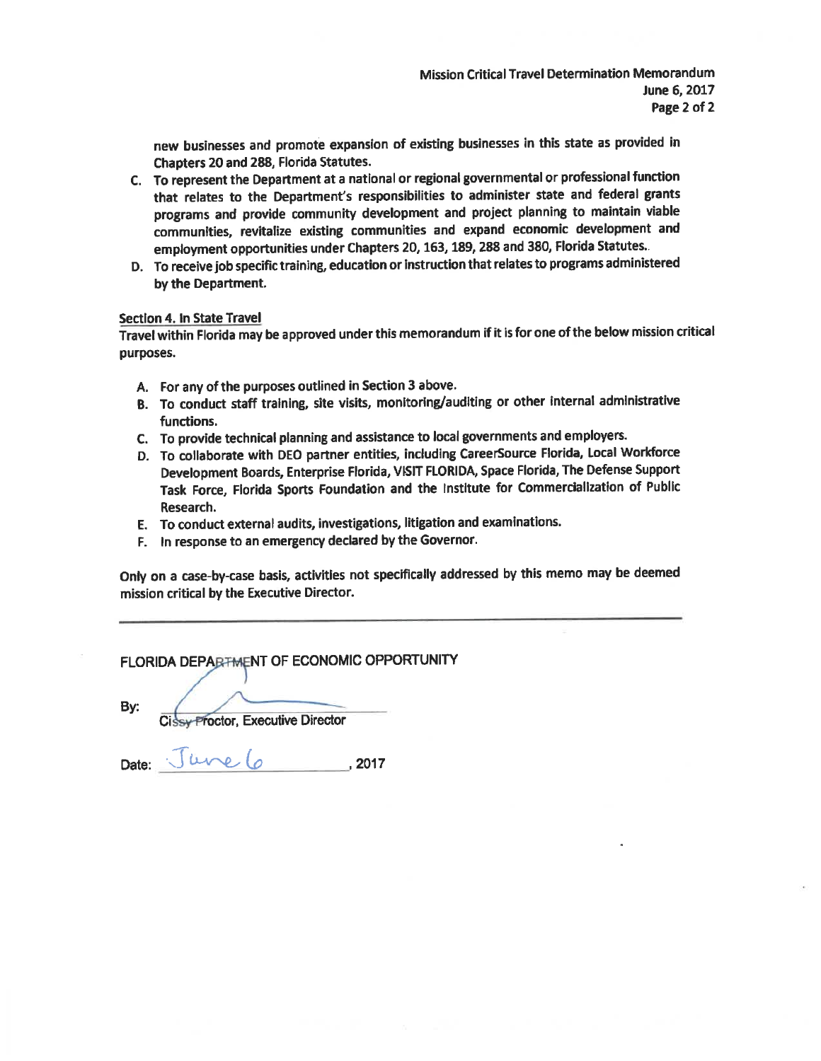new businesses and promote expansion of existing businesses in this state as provided in Chapters 20 and 288, Florida Statutes.

C. To represent the Department at a national or regional governmental or professional function that relates to the Department's responsibilities to administer state and federal grants programs and provide community development and project planning to maintain viable communities, revitalize existing communities and expand economic development and employment opportunities under Chapters 20, 163, 189, 288 and 380, Florida Statutes.

D. To receive job specific training, education or instruction that relates to programs administered by the Department.

__Section 4. In State Travel__

Travel within Florida may be approved under this memorandum if it is for one of the below mission critical purposes.

A. For any of the purposes outlined in Section 3 above.

B. To conduct staff training, site visits, monitoring/auditing or other internal administrative functions.

C. To provide technical planning and assistance to local governments and employers.

D. To collaborate with DEO partner entities, including CareerSource Florida, Local Workforce Development Boards, Enterprise Florida, VISIT FLORIDA, Space Florida, The Defense Support Task Force, Florida Sports Foundation and the Institute for Commercialization of Public Research.

E. To conduct external audits, investigations, litigation and examinations.

F. In response to an emergency declared by the Governor.

Only on a case-by-case basis, activities not specifically addressed by this memo may be deemed mission critical by the Executive Director.

---

FLORIDA DEPARTMENT OF ECONOMIC OPPORTUNITY

By: ______________________
Cissy Proctor, Executive Director

Date: June 6, 2017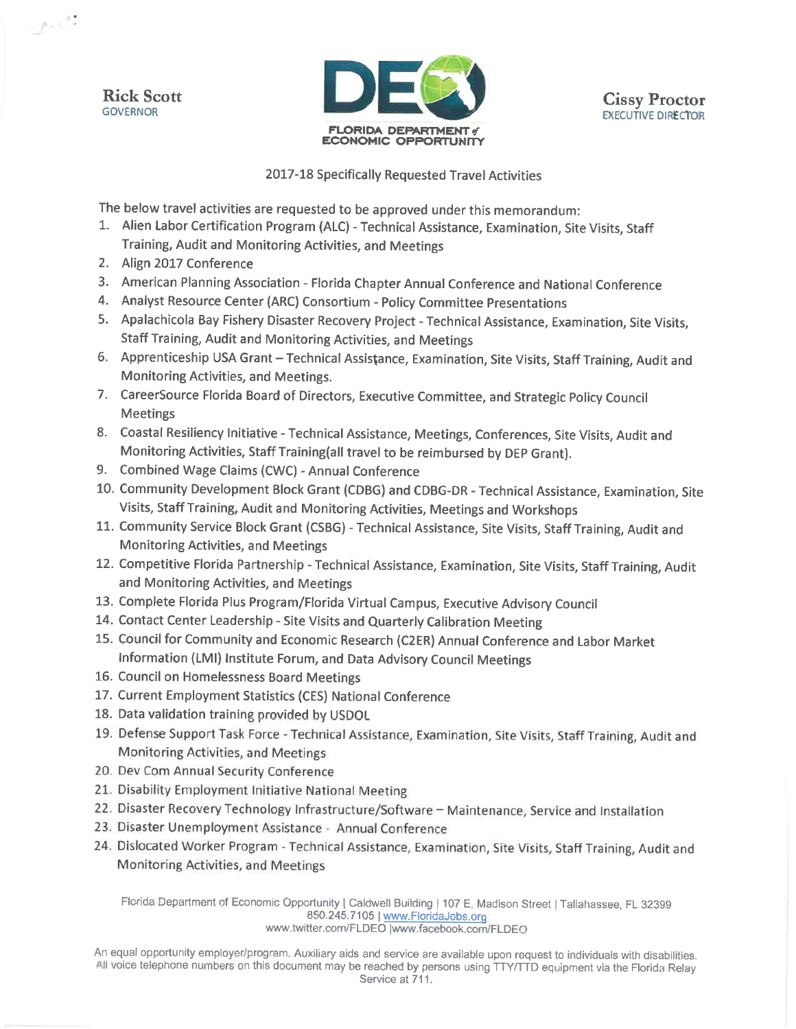**Rick Scott**
GOVERNOR

FLORIDA DEPARTMENT of ECONOMIC OPPORTUNITY

**Cissy Proctor**
EXECUTIVE DIRECTOR

2017-18 Specifically Requested Travel Activities

The below travel activities are requested to be approved under this memorandum:

1. Alien Labor Certification Program (ALC) - Technical Assistance, Examination, Site Visits, Staff Training, Audit and Monitoring Activities, and Meetings
2. Align 2017 Conference
3. American Planning Association - Florida Chapter Annual Conference and National Conference
4. Analyst Resource Center (ARC) Consortium - Policy Committee Presentations
5. Apalachicola Bay Fishery Disaster Recovery Project - Technical Assistance, Examination, Site Visits, Staff Training, Audit and Monitoring Activities, and Meetings
6. Apprenticeship USA Grant – Technical Assistance, Examination, Site Visits, Staff Training, Audit and Monitoring Activities, and Meetings.
7. CareerSource Florida Board of Directors, Executive Committee, and Strategic Policy Council Meetings
8. Coastal Resiliency Initiative - Technical Assistance, Meetings, Conferences, Site Visits, Audit and Monitoring Activities, Staff Training(all travel to be reimbursed by DEP Grant).
9. Combined Wage Claims (CWC) - Annual Conference
10. Community Development Block Grant (CDBG) and CDBG-DR - Technical Assistance, Examination, Site Visits, Staff Training, Audit and Monitoring Activities, Meetings and Workshops
11. Community Service Block Grant (CSBG) - Technical Assistance, Site Visits, Staff Training, Audit and Monitoring Activities, and Meetings
12. Competitive Florida Partnership - Technical Assistance, Examination, Site Visits, Staff Training, Audit and Monitoring Activities, and Meetings
13. Complete Florida Plus Program/Florida Virtual Campus, Executive Advisory Council
14. Contact Center Leadership - Site Visits and Quarterly Calibration Meeting
15. Council for Community and Economic Research (C2ER) Annual Conference and Labor Market Information (LMI) Institute Forum, and Data Advisory Council Meetings
16. Council on Homelessness Board Meetings
17. Current Employment Statistics (CES) National Conference
18. Data validation training provided by USDOL
19. Defense Support Task Force - Technical Assistance, Examination, Site Visits, Staff Training, Audit and Monitoring Activities, and Meetings
20. Dev Com Annual Security Conference
21. Disability Employment Initiative National Meeting
22. Disaster Recovery Technology Infrastructure/Software – Maintenance, Service and Installation
23. Disaster Unemployment Assistance - Annual Conference
24. Dislocated Worker Program - Technical Assistance, Examination, Site Visits, Staff Training, Audit and Monitoring Activities, and Meetings

Florida Department of Economic Opportunity | Caldwell Building | 107 E. Madison Street | Tallahassee, FL 32399
850.245.7105 | www.FloridaJobs.org
www.twitter.com/FLDEO |www.facebook.com/FLDEO

An equal opportunity employer/program. Auxiliary aids and service are available upon request to individuals with disabilities. All voice telephone numbers on this document may be reached by persons using TTY/TTD equipment via the Florida Relay Service at 711.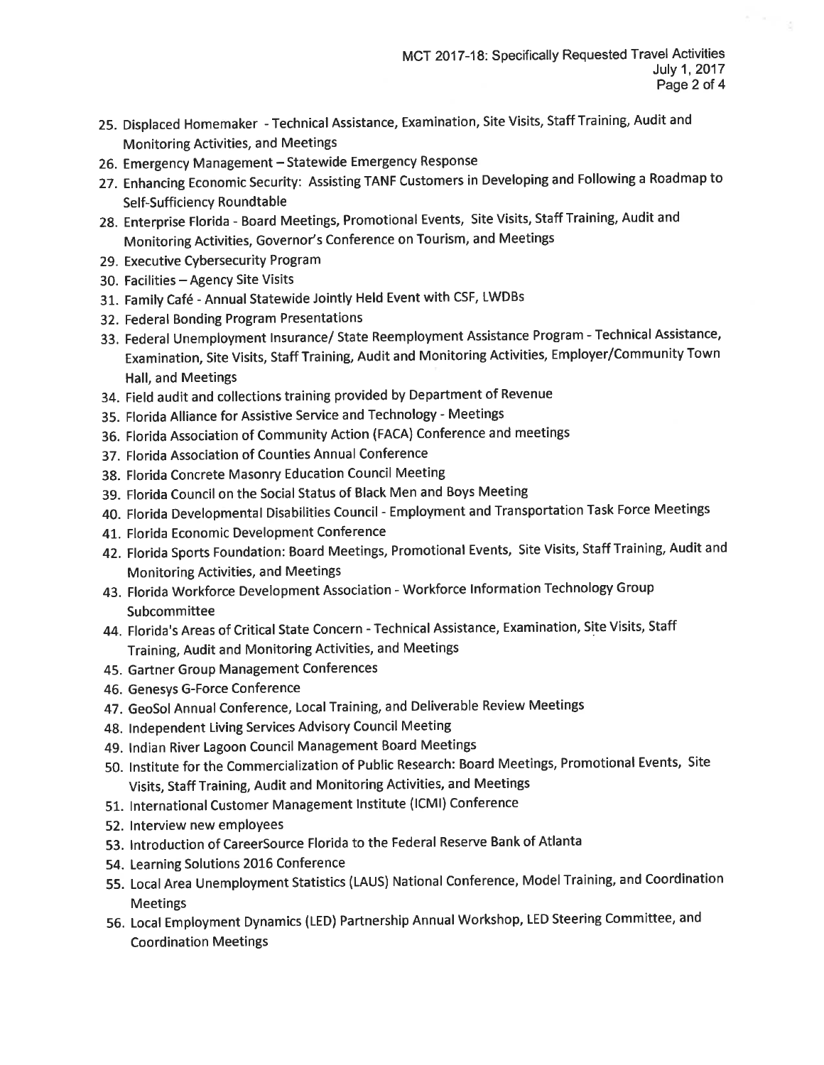25. Displaced Homemaker - Technical Assistance, Examination, Site Visits, Staff Training, Audit and Monitoring Activities, and Meetings
26. Emergency Management – Statewide Emergency Response
27. Enhancing Economic Security: Assisting TANF Customers in Developing and Following a Roadmap to Self-Sufficiency Roundtable
28. Enterprise Florida - Board Meetings, Promotional Events, Site Visits, Staff Training, Audit and Monitoring Activities, Governor's Conference on Tourism, and Meetings
29. Executive Cybersecurity Program
30. Facilities – Agency Site Visits
31. Family Café - Annual Statewide Jointly Held Event with CSF, LWDBs
32. Federal Bonding Program Presentations
33. Federal Unemployment Insurance/ State Reemployment Assistance Program - Technical Assistance, Examination, Site Visits, Staff Training, Audit and Monitoring Activities, Employer/Community Town Hall, and Meetings
34. Field audit and collections training provided by Department of Revenue
35. Florida Alliance for Assistive Service and Technology - Meetings
36. Florida Association of Community Action (FACA) Conference and meetings
37. Florida Association of Counties Annual Conference
38. Florida Concrete Masonry Education Council Meeting
39. Florida Council on the Social Status of Black Men and Boys Meeting
40. Florida Developmental Disabilities Council - Employment and Transportation Task Force Meetings
41. Florida Economic Development Conference
42. Florida Sports Foundation: Board Meetings, Promotional Events, Site Visits, Staff Training, Audit and Monitoring Activities, and Meetings
43. Florida Workforce Development Association - Workforce Information Technology Group Subcommittee
44. Florida's Areas of Critical State Concern - Technical Assistance, Examination, Site Visits, Staff Training, Audit and Monitoring Activities, and Meetings
45. Gartner Group Management Conferences
46. Genesys G-Force Conference
47. GeoSol Annual Conference, Local Training, and Deliverable Review Meetings
48. Independent Living Services Advisory Council Meeting
49. Indian River Lagoon Council Management Board Meetings
50. Institute for the Commercialization of Public Research: Board Meetings, Promotional Events, Site Visits, Staff Training, Audit and Monitoring Activities, and Meetings
51. International Customer Management Institute (ICMI) Conference
52. Interview new employees
53. Introduction of CareerSource Florida to the Federal Reserve Bank of Atlanta
54. Learning Solutions 2016 Conference
55. Local Area Unemployment Statistics (LAUS) National Conference, Model Training, and Coordination Meetings
56. Local Employment Dynamics (LED) Partnership Annual Workshop, LED Steering Committee, and Coordination Meetings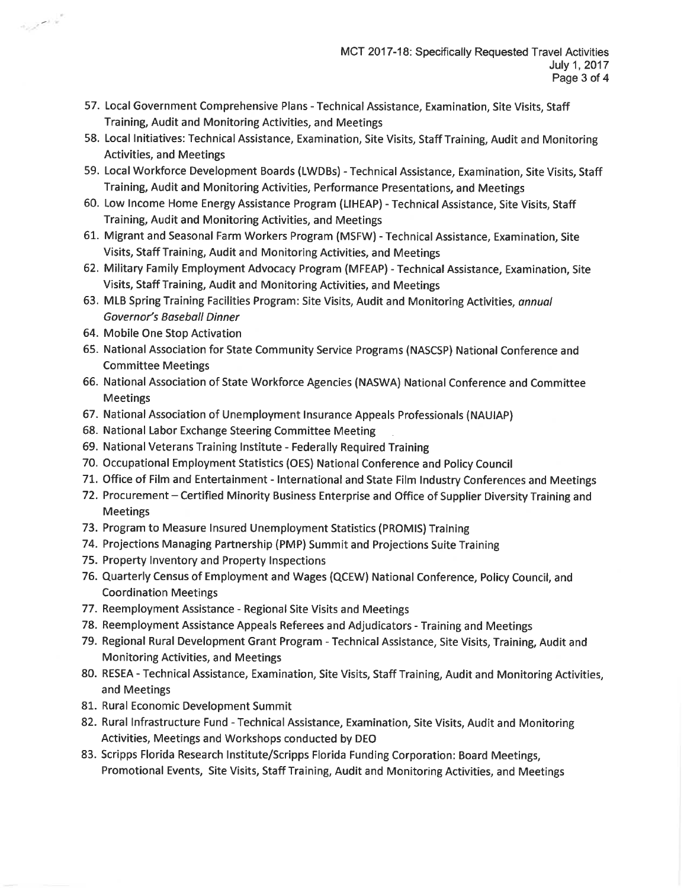57. Local Government Comprehensive Plans - Technical Assistance, Examination, Site Visits, Staff Training, Audit and Monitoring Activities, and Meetings
58. Local Initiatives: Technical Assistance, Examination, Site Visits, Staff Training, Audit and Monitoring Activities, and Meetings
59. Local Workforce Development Boards (LWDBs) - Technical Assistance, Examination, Site Visits, Staff Training, Audit and Monitoring Activities, Performance Presentations, and Meetings
60. Low Income Home Energy Assistance Program (LIHEAP) - Technical Assistance, Site Visits, Staff Training, Audit and Monitoring Activities, and Meetings
61. Migrant and Seasonal Farm Workers Program (MSFW) - Technical Assistance, Examination, Site Visits, Staff Training, Audit and Monitoring Activities, and Meetings
62. Military Family Employment Advocacy Program (MFEAP) - Technical Assistance, Examination, Site Visits, Staff Training, Audit and Monitoring Activities, and Meetings
63. MLB Spring Training Facilities Program: Site Visits, Audit and Monitoring Activities, *annual Governor's Baseball Dinner*
64. Mobile One Stop Activation
65. National Association for State Community Service Programs (NASCSP) National Conference and Committee Meetings
66. National Association of State Workforce Agencies (NASWA) National Conference and Committee Meetings
67. National Association of Unemployment Insurance Appeals Professionals (NAUIAP)
68. National Labor Exchange Steering Committee Meeting
69. National Veterans Training Institute - Federally Required Training
70. Occupational Employment Statistics (OES) National Conference and Policy Council
71. Office of Film and Entertainment - International and State Film Industry Conferences and Meetings
72. Procurement – Certified Minority Business Enterprise and Office of Supplier Diversity Training and Meetings
73. Program to Measure Insured Unemployment Statistics (PROMIS) Training
74. Projections Managing Partnership (PMP) Summit and Projections Suite Training
75. Property Inventory and Property Inspections
76. Quarterly Census of Employment and Wages (QCEW) National Conference, Policy Council, and Coordination Meetings
77. Reemployment Assistance - Regional Site Visits and Meetings
78. Reemployment Assistance Appeals Referees and Adjudicators - Training and Meetings
79. Regional Rural Development Grant Program - Technical Assistance, Site Visits, Training, Audit and Monitoring Activities, and Meetings
80. RESEA - Technical Assistance, Examination, Site Visits, Staff Training, Audit and Monitoring Activities, and Meetings
81. Rural Economic Development Summit
82. Rural Infrastructure Fund - Technical Assistance, Examination, Site Visits, Audit and Monitoring Activities, Meetings and Workshops conducted by DEO
83. Scripps Florida Research Institute/Scripps Florida Funding Corporation: Board Meetings, Promotional Events, Site Visits, Staff Training, Audit and Monitoring Activities, and Meetings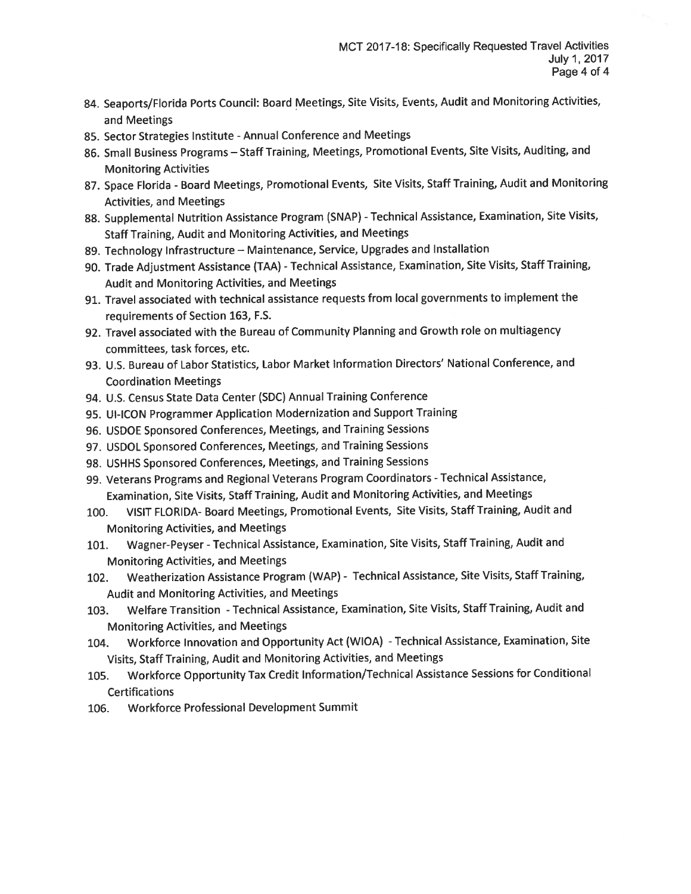84. Seaports/Florida Ports Council: Board Meetings, Site Visits, Events, Audit and Monitoring Activities, and Meetings
85. Sector Strategies Institute - Annual Conference and Meetings
86. Small Business Programs – Staff Training, Meetings, Promotional Events, Site Visits, Auditing, and Monitoring Activities
87. Space Florida - Board Meetings, Promotional Events, Site Visits, Staff Training, Audit and Monitoring Activities, and Meetings
88. Supplemental Nutrition Assistance Program (SNAP) - Technical Assistance, Examination, Site Visits, Staff Training, Audit and Monitoring Activities, and Meetings
89. Technology Infrastructure – Maintenance, Service, Upgrades and Installation
90. Trade Adjustment Assistance (TAA) - Technical Assistance, Examination, Site Visits, Staff Training, Audit and Monitoring Activities, and Meetings
91. Travel associated with technical assistance requests from local governments to implement the requirements of Section 163, F.S.
92. Travel associated with the Bureau of Community Planning and Growth role on multiagency committees, task forces, etc.
93. U.S. Bureau of Labor Statistics, Labor Market Information Directors' National Conference, and Coordination Meetings
94. U.S. Census State Data Center (SDC) Annual Training Conference
95. UI-ICON Programmer Application Modernization and Support Training
96. USDOE Sponsored Conferences, Meetings, and Training Sessions
97. USDOL Sponsored Conferences, Meetings, and Training Sessions
98. USHHS Sponsored Conferences, Meetings, and Training Sessions
99. Veterans Programs and Regional Veterans Program Coordinators - Technical Assistance, Examination, Site Visits, Staff Training, Audit and Monitoring Activities, and Meetings
100. VISIT FLORIDA- Board Meetings, Promotional Events, Site Visits, Staff Training, Audit and Monitoring Activities, and Meetings
101. Wagner-Peyser - Technical Assistance, Examination, Site Visits, Staff Training, Audit and Monitoring Activities, and Meetings
102. Weatherization Assistance Program (WAP) - Technical Assistance, Site Visits, Staff Training, Audit and Monitoring Activities, and Meetings
103. Welfare Transition - Technical Assistance, Examination, Site Visits, Staff Training, Audit and Monitoring Activities, and Meetings
104. Workforce Innovation and Opportunity Act (WIOA) - Technical Assistance, Examination, Site Visits, Staff Training, Audit and Monitoring Activities, and Meetings
105. Workforce Opportunity Tax Credit Information/Technical Assistance Sessions for Conditional Certifications
106. Workforce Professional Development Summit